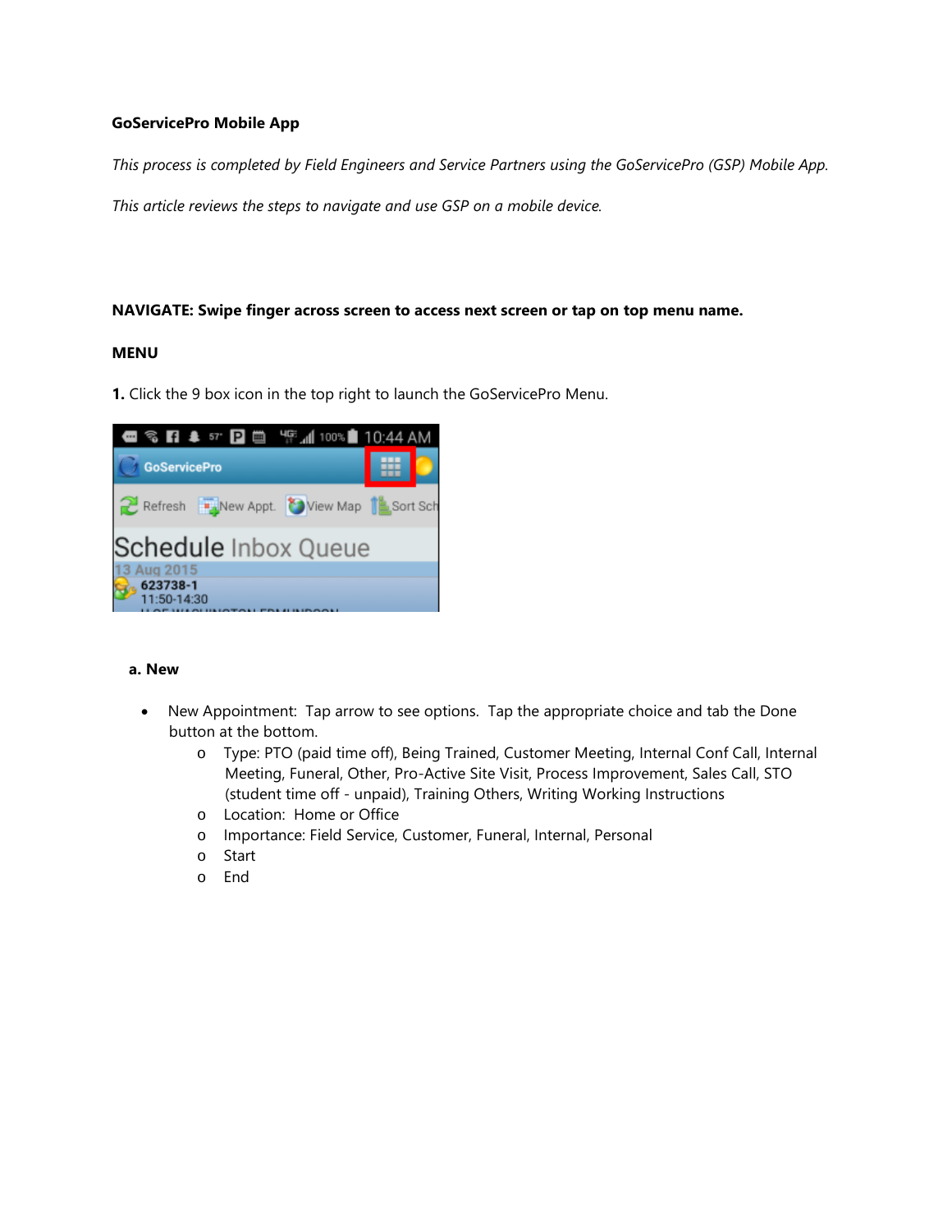**GoServicePro Mobile App**

*This process is completed by Field Engineers and Service Partners using the GoServicePro (GSP) Mobile App.*

*This article reviews the steps to navigate and use GSP on a mobile device.*

**NAVIGATE: Swipe finger across screen to access next screen or tap on top menu name.**

**MENU**

**1.** Click the 9 box icon in the top right to launch the GoServicePro Menu.

**a. New**

- New Appointment: Tap arrow to see options. Tap the appropriate choice and tab the Done button at the bottom.
  - Type: PTO (paid time off), Being Trained, Customer Meeting, Internal Conf Call, Internal Meeting, Funeral, Other, Pro-Active Site Visit, Process Improvement, Sales Call, STO (student time off - unpaid), Training Others, Writing Working Instructions
  - Location: Home or Office
  - Importance: Field Service, Customer, Funeral, Internal, Personal
  - Start
  - End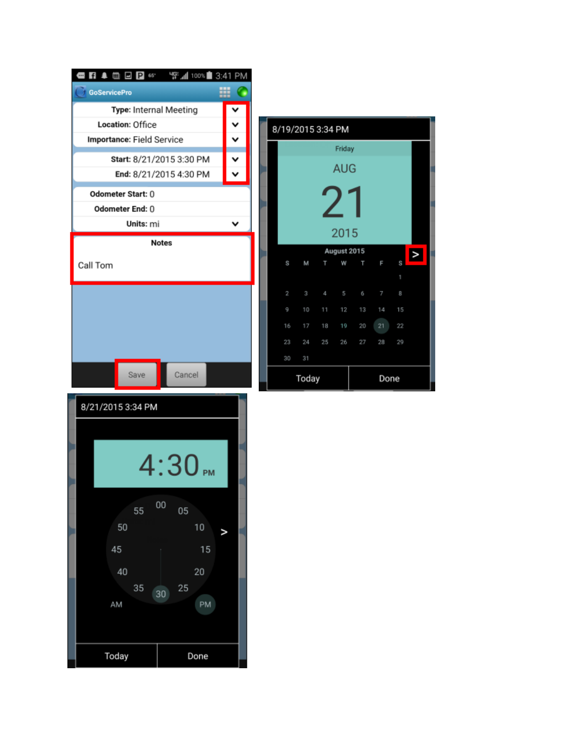GoServicePro

**Type:** Internal Meeting

**Location:** Office

**Importance:** Field Service

**Start:** 8/21/2015 3:30 PM

**End:** 8/21/2015 4:30 PM

**Odometer Start:** 0

**Odometer End:** 0

**Units:** mi

**Notes**

Call Tom

Save Cancel

8/19/2015 3:34 PM

Friday

AUG

21

2015

August 2015

| S | M | T | W | T | F | S |
|---|---|---|---|---|---|---|
| | | | | | | 1 |
| 2 | 3 | 4 | 5 | 6 | 7 | 8 |
| 9 | 10 | 11 | 12 | 13 | 14 | 15 |
| 16 | 17 | 18 | 19 | 20 | 21 | 22 |
| 23 | 24 | 25 | 26 | 27 | 28 | 29 |
| 30 | 31 | | | | | |

Today Done

8/21/2015 3:34 PM

4:30 PM

00 05 10 15 20 25 30 35 40 45 50 55

AM PM

Today Done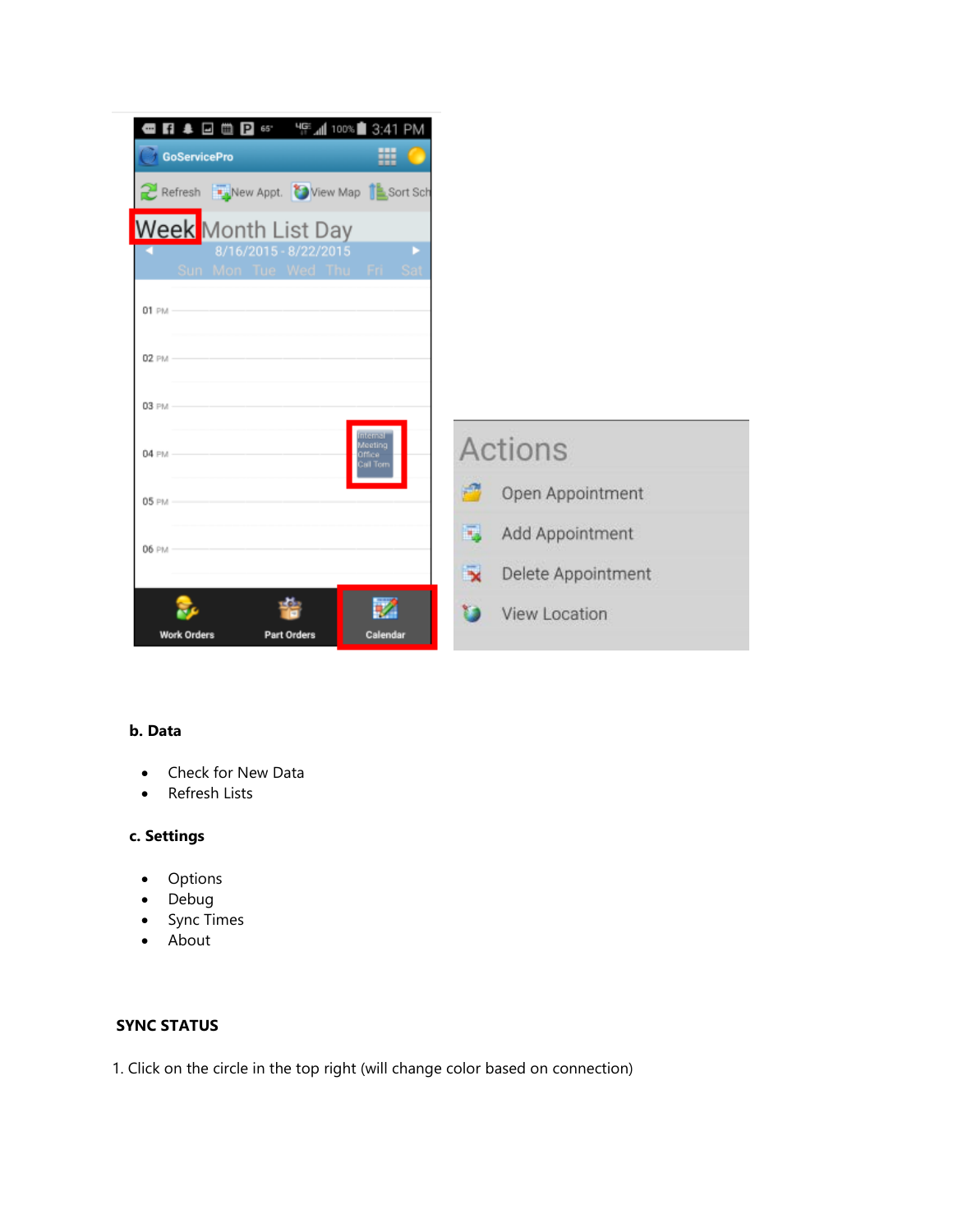**b. Data**

- Check for New Data
- Refresh Lists

**c. Settings**

- Options
- Debug
- Sync Times
- About

**SYNC STATUS**

1. Click on the circle in the top right (will change color based on connection)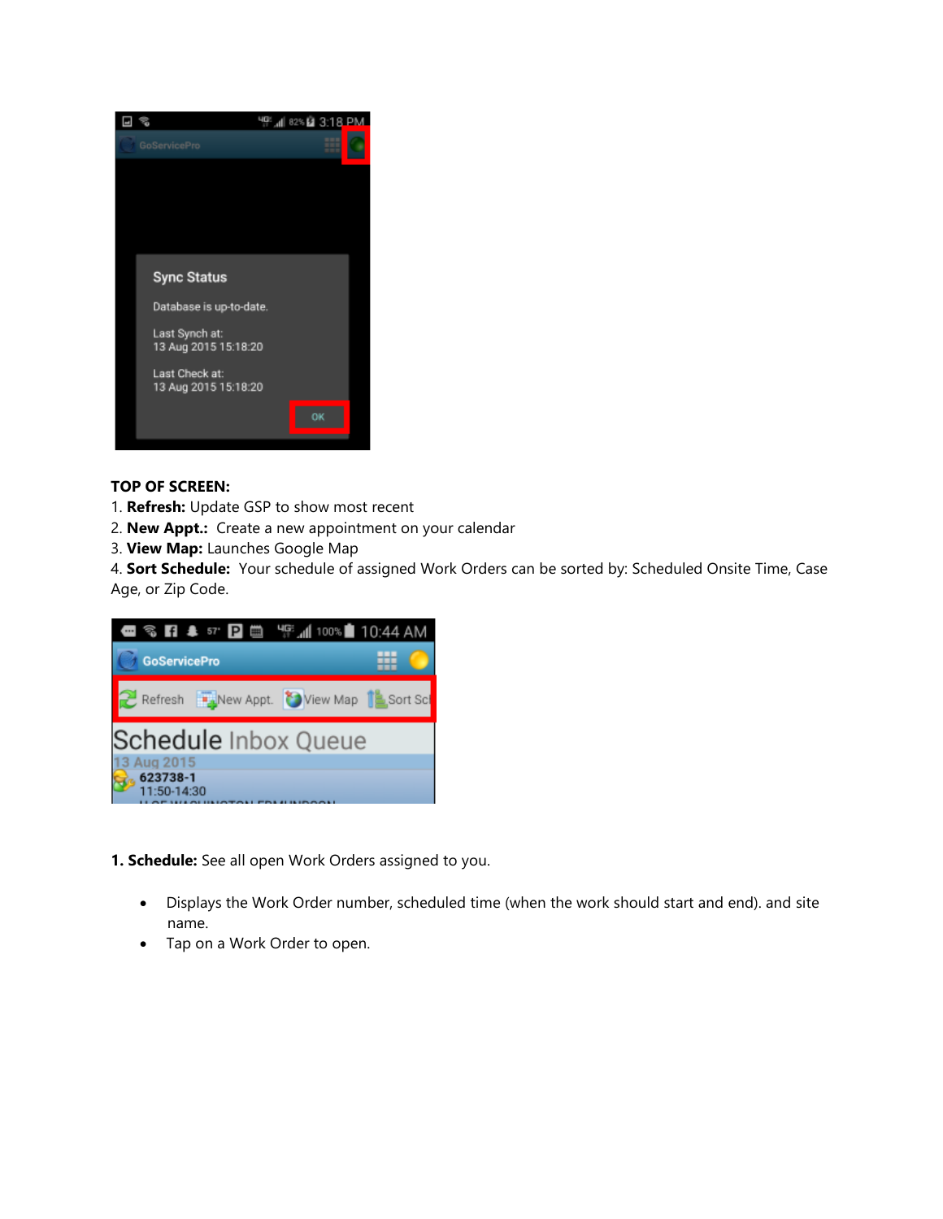**TOP OF SCREEN:**

1. **Refresh:** Update GSP to show most recent
2. **New Appt.:** Create a new appointment on your calendar
3. **View Map:** Launches Google Map
4. **Sort Schedule:** Your schedule of assigned Work Orders can be sorted by: Scheduled Onsite Time, Case Age, or Zip Code.

**1. Schedule:** See all open Work Orders assigned to you.

- Displays the Work Order number, scheduled time (when the work should start and end). and site name.
- Tap on a Work Order to open.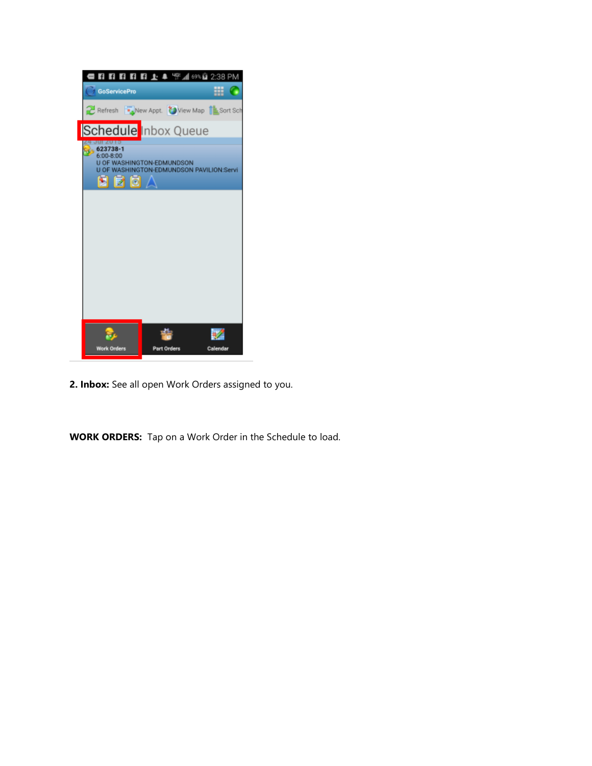**2. Inbox:** See all open Work Orders assigned to you.

**WORK ORDERS:** Tap on a Work Order in the Schedule to load.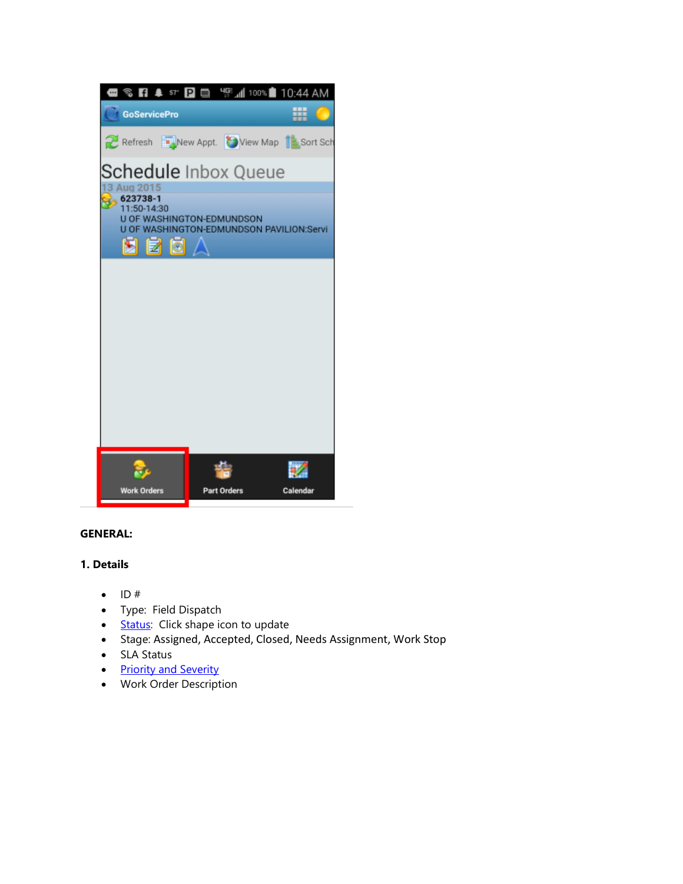**GENERAL:**

**1. Details**

- ID #
- Type: Field Dispatch
- Status: Click shape icon to update
- Stage: Assigned, Accepted, Closed, Needs Assignment, Work Stop
- SLA Status
- Priority and Severity
- Work Order Description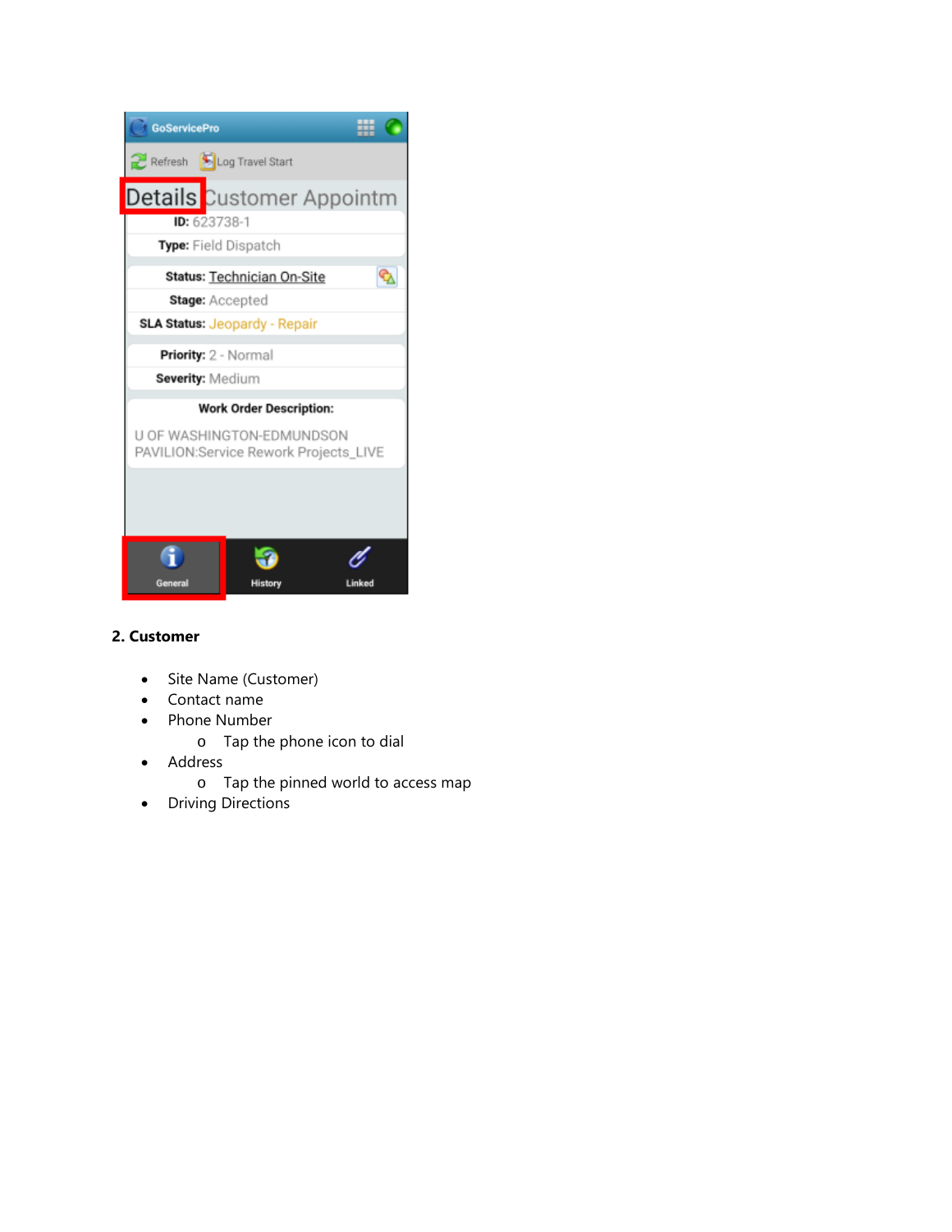**2. Customer**

- Site Name (Customer)
- Contact name
- Phone Number
  - Tap the phone icon to dial
- Address
  - Tap the pinned world to access map
- Driving Directions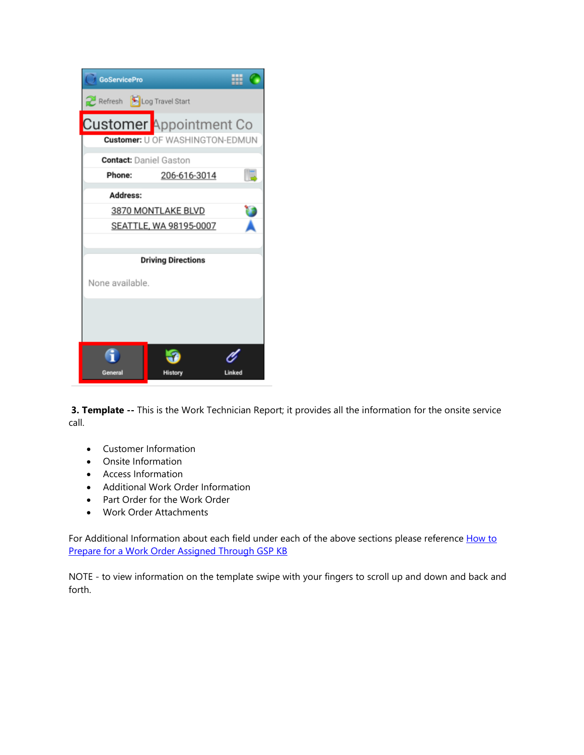**3. Template --** This is the Work Technician Report; it provides all the information for the onsite service call.

- Customer Information
- Onsite Information
- Access Information
- Additional Work Order Information
- Part Order for the Work Order
- Work Order Attachments

For Additional Information about each field under each of the above sections please reference [How to Prepare for a Work Order Assigned Through GSP KB]

NOTE - to view information on the template swipe with your fingers to scroll up and down and back and forth.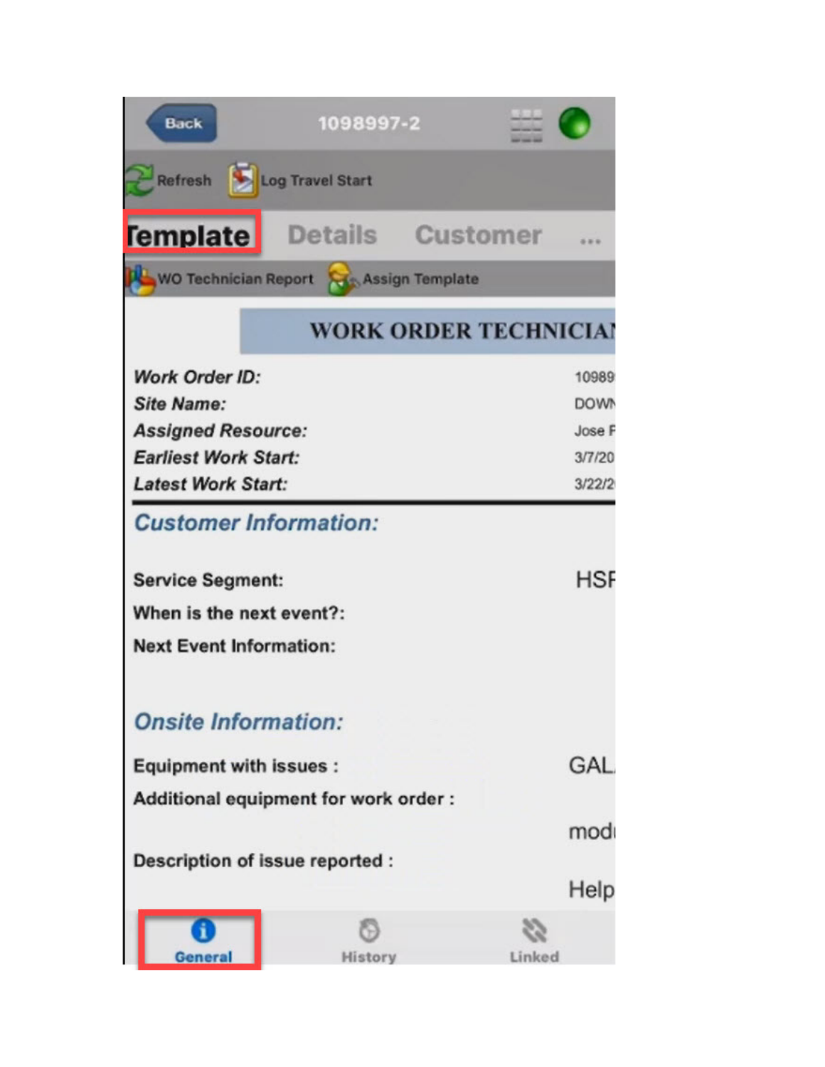Back | 1098997-2

Refresh | Log Travel Start

Template | Details | Customer | ...

WO Technician Report | Assign Template

WORK ORDER TECHNICIAN

*Work Order ID:* 10989

*Site Name:* DOWN

*Assigned Resource:* Jose F

*Earliest Work Start:* 3/7/20

*Latest Work Start:* 3/22/2

***Customer Information:***

**Service Segment:** HSF

**When is the next event?:**

**Next Event Information:**

***Onsite Information:***

**Equipment with issues :** GAL

**Additional equipment for work order :** mod

**Description of issue reported :** Help

General | History | Linked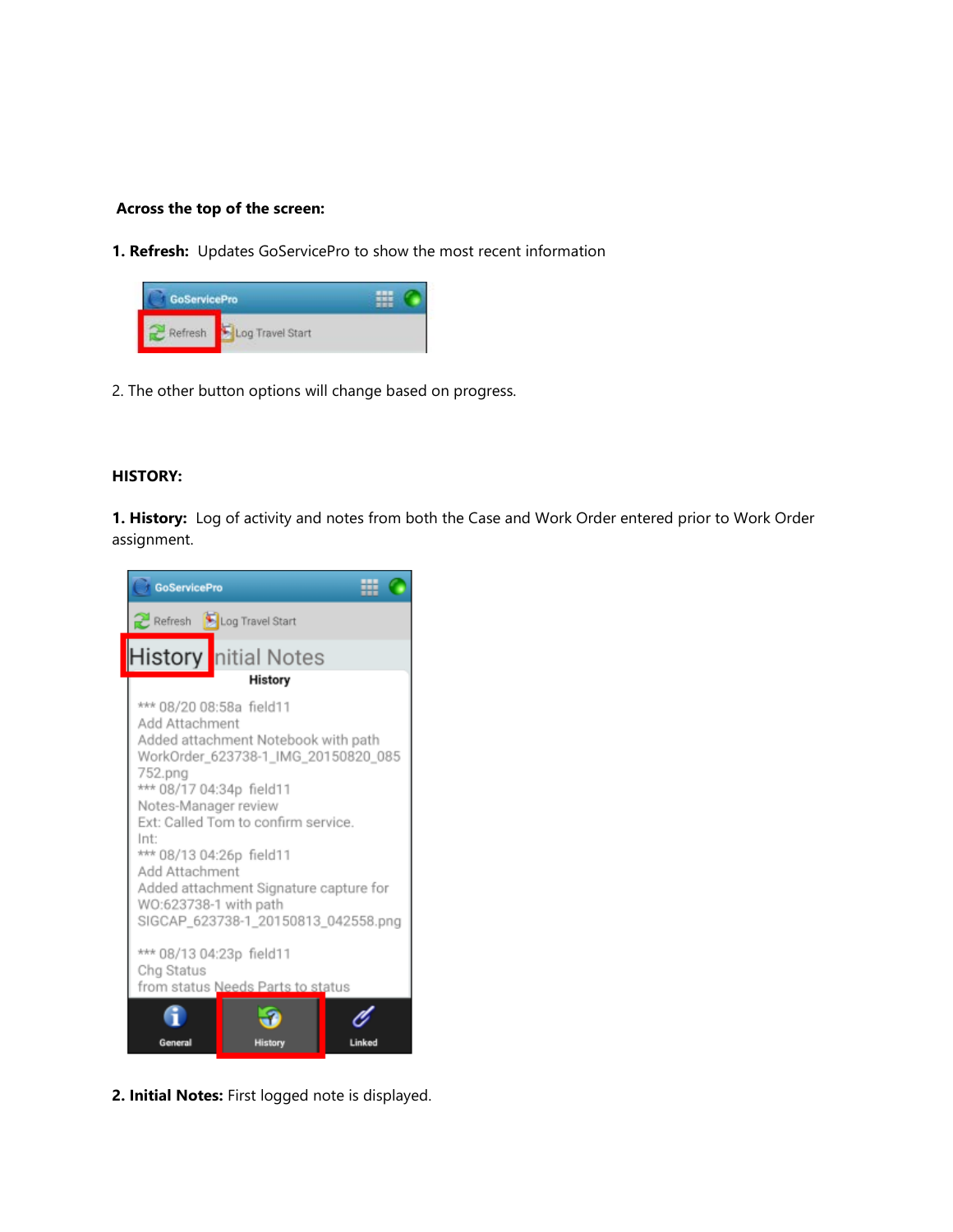**Across the top of the screen:**

**1. Refresh:** Updates GoServicePro to show the most recent information

2. The other button options will change based on progress.

**HISTORY:**

**1. History:** Log of activity and notes from both the Case and Work Order entered prior to Work Order assignment.

**2. Initial Notes:** First logged note is displayed.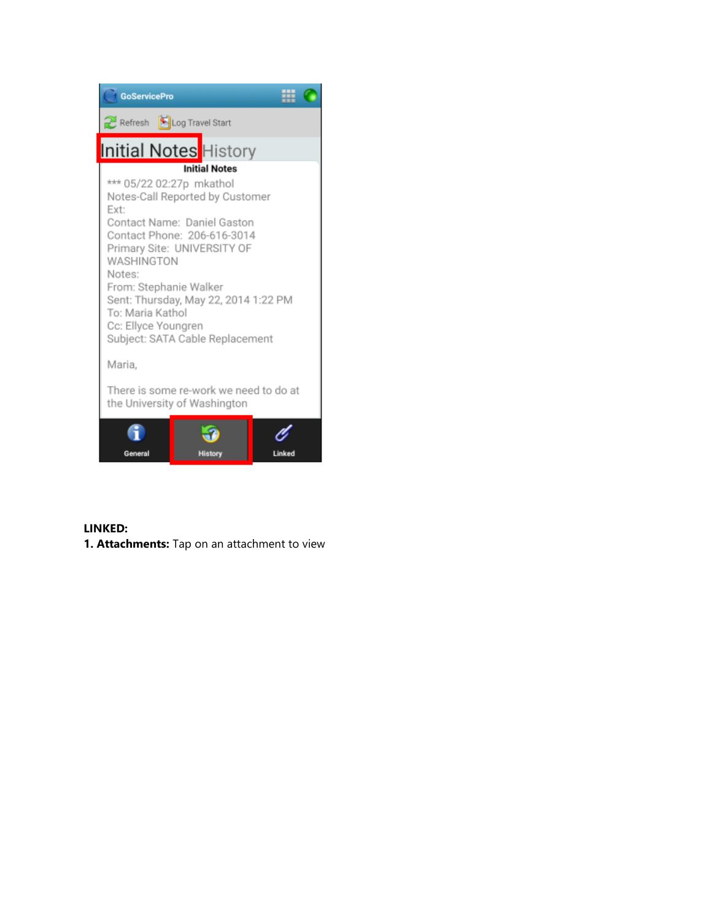**LINKED:**

**1. Attachments:** Tap on an attachment to view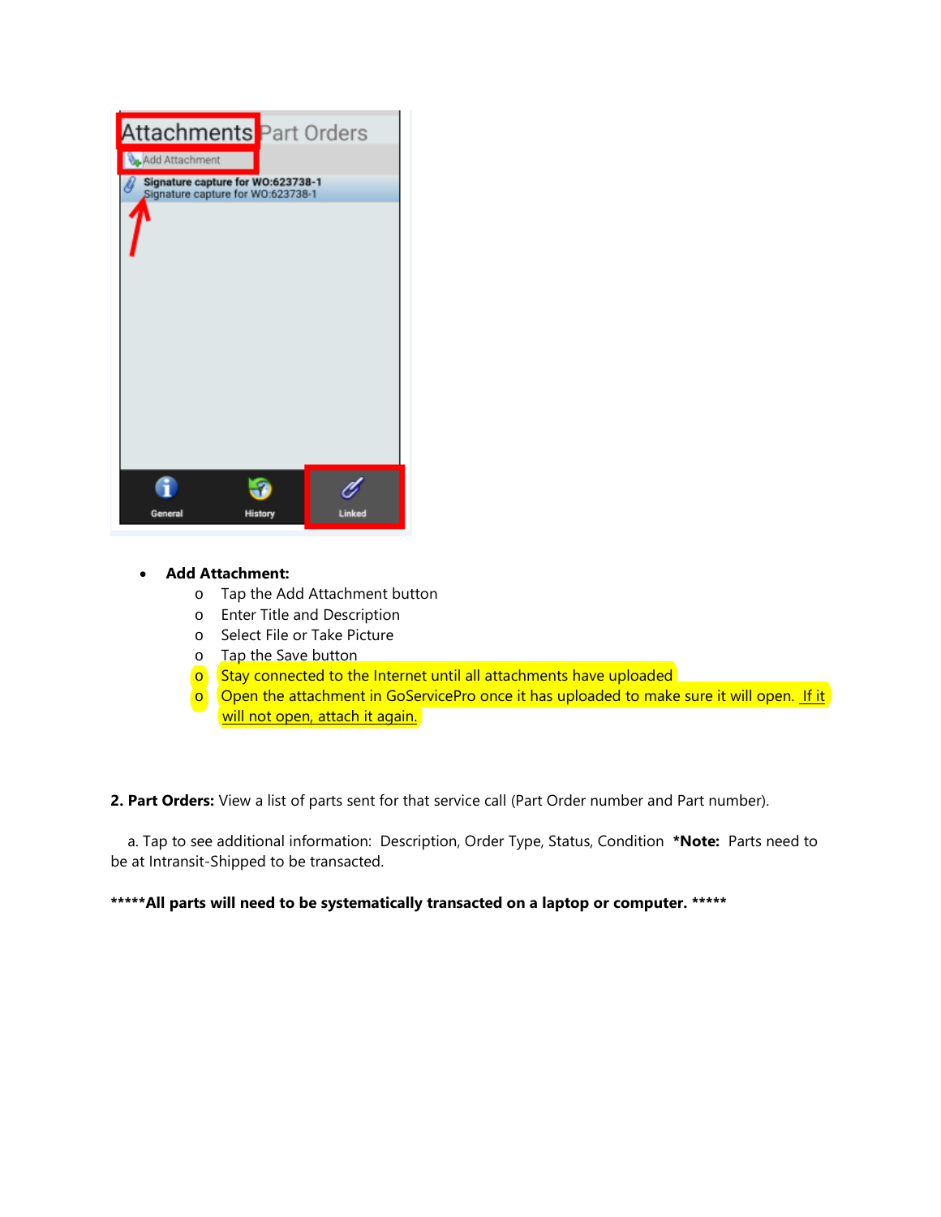- **Add Attachment:**
  - Tap the Add Attachment button
  - Enter Title and Description
  - Select File or Take Picture
  - Tap the Save button
  - Stay connected to the Internet until all attachments have uploaded
  - Open the attachment in GoServicePro once it has uploaded to make sure it will open. If it will not open, attach it again.

**2. Part Orders:** View a list of parts sent for that service call (Part Order number and Part number).

a. Tap to see additional information: Description, Order Type, Status, Condition **\*Note:** Parts need to be at Intransit-Shipped to be transacted.

**\*\*\*\*\*All parts will need to be systematically transacted on a laptop or computer. \*\*\*\*\***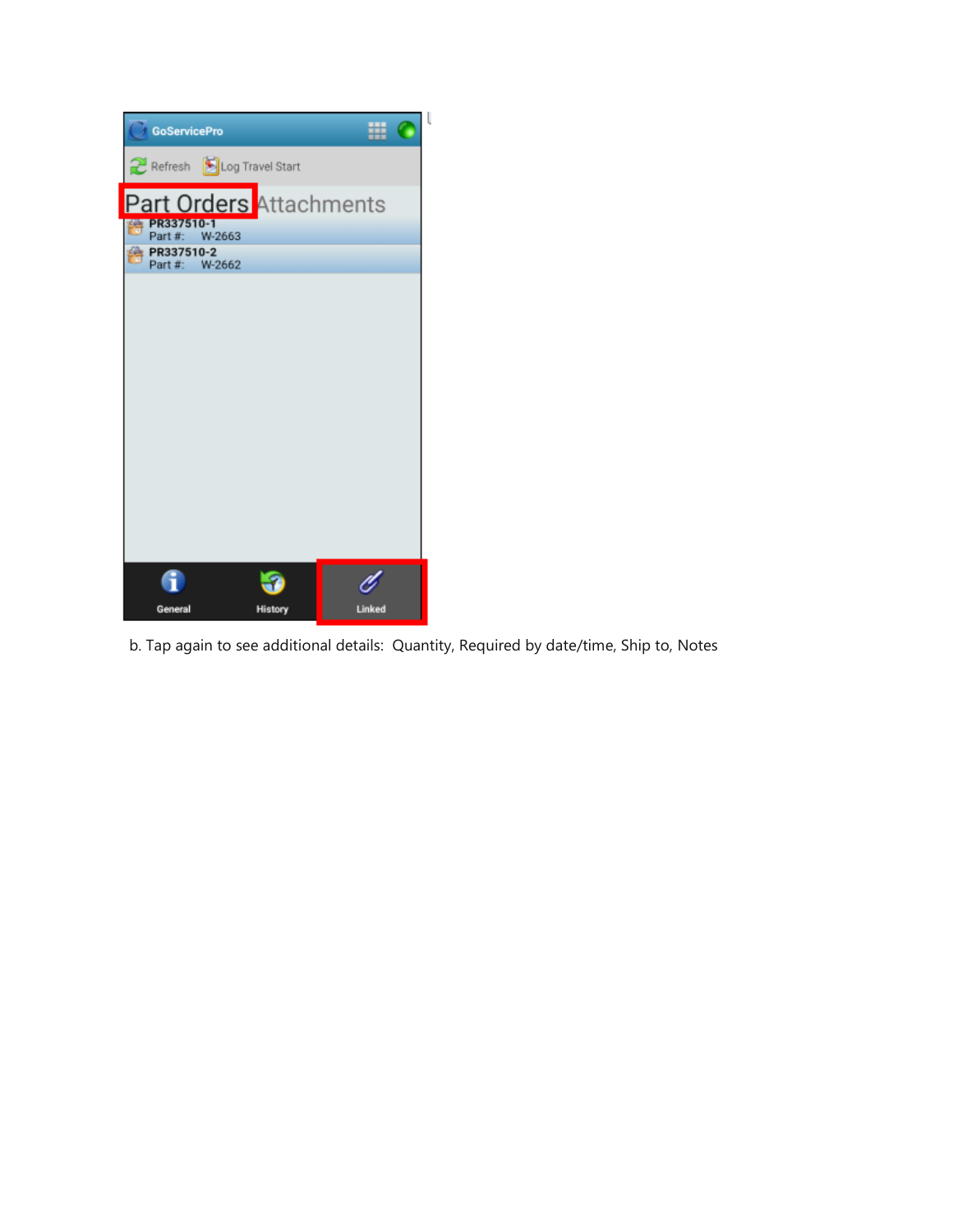b. Tap again to see additional details: Quantity, Required by date/time, Ship to, Notes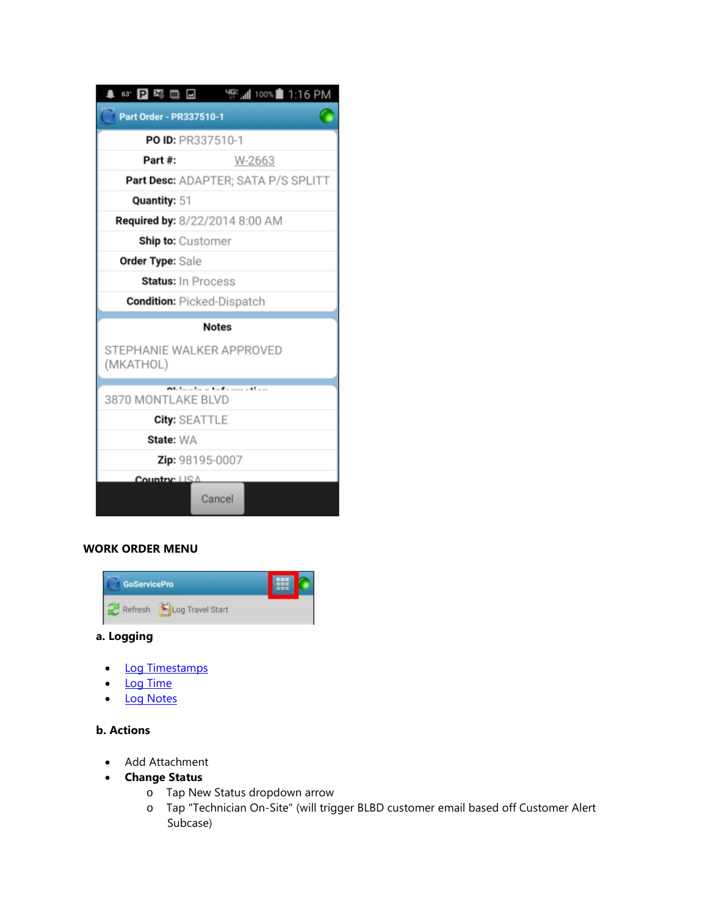**WORK ORDER MENU**

**a. Logging**

- Log Timestamps
- Log Time
- Log Notes

**b. Actions**

- Add Attachment
- **Change Status**
  - Tap New Status dropdown arrow
  - Tap "Technician On-Site" (will trigger BLBD customer email based off Customer Alert Subcase)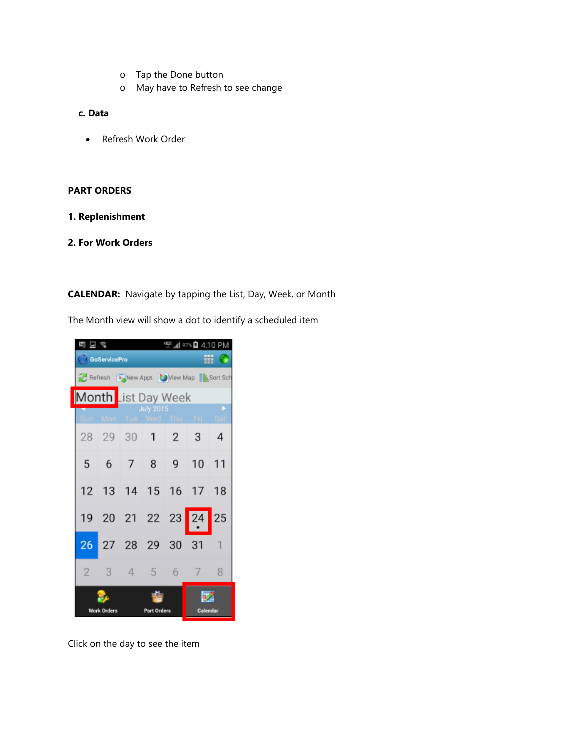- Tap the Done button
- May have to Refresh to see change

**c. Data**

- Refresh Work Order

**PART ORDERS**

**1. Replenishment**

**2. For Work Orders**

**CALENDAR:** Navigate by tapping the List, Day, Week, or Month

The Month view will show a dot to identify a scheduled item

Click on the day to see the item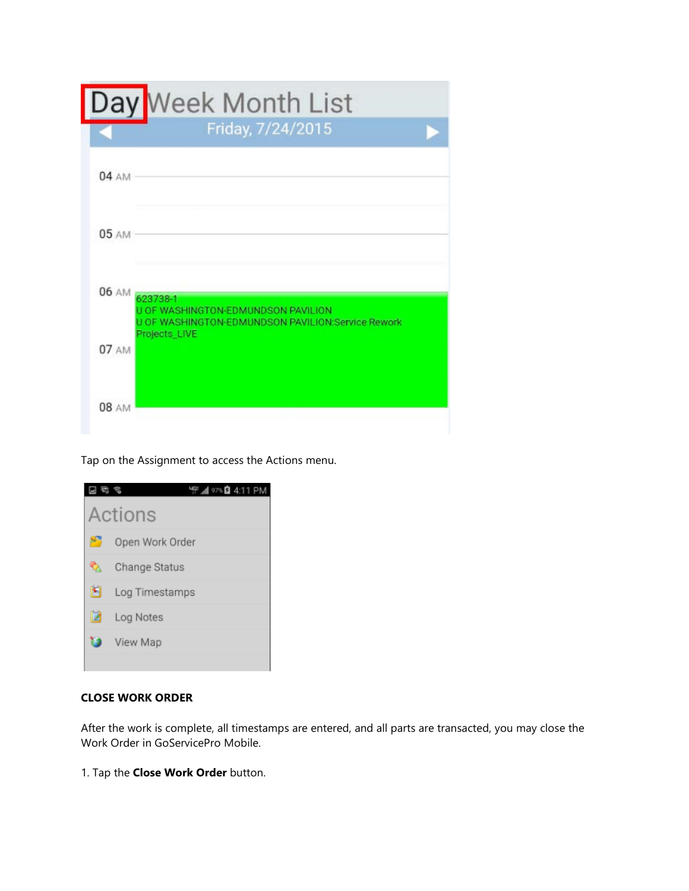Tap on the Assignment to access the Actions menu.

**CLOSE WORK ORDER**

After the work is complete, all timestamps are entered, and all parts are transacted, you may close the Work Order in GoServicePro Mobile.

1. Tap the **Close Work Order** button.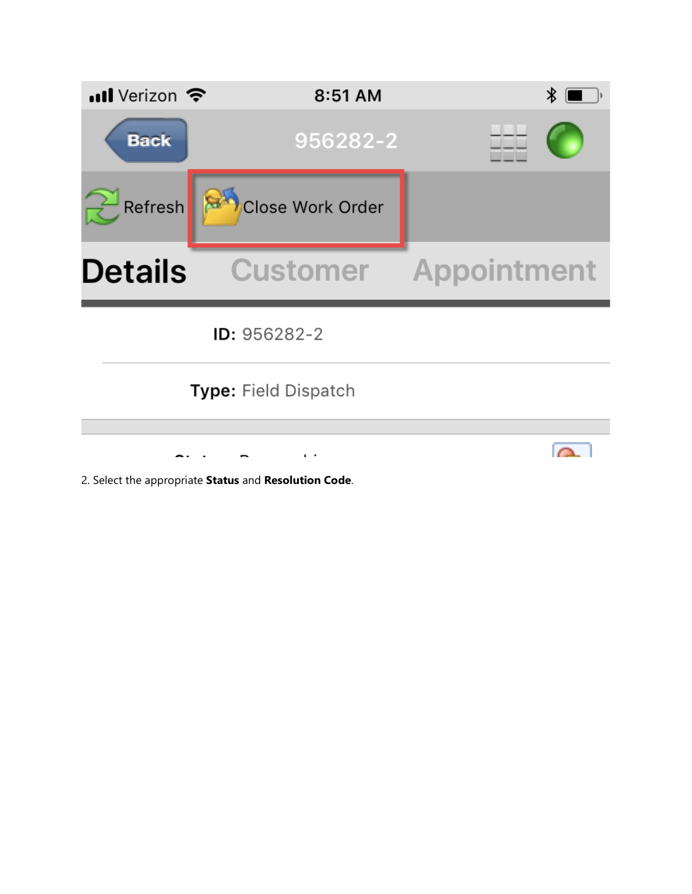2. Select the appropriate **Status** and **Resolution Code**.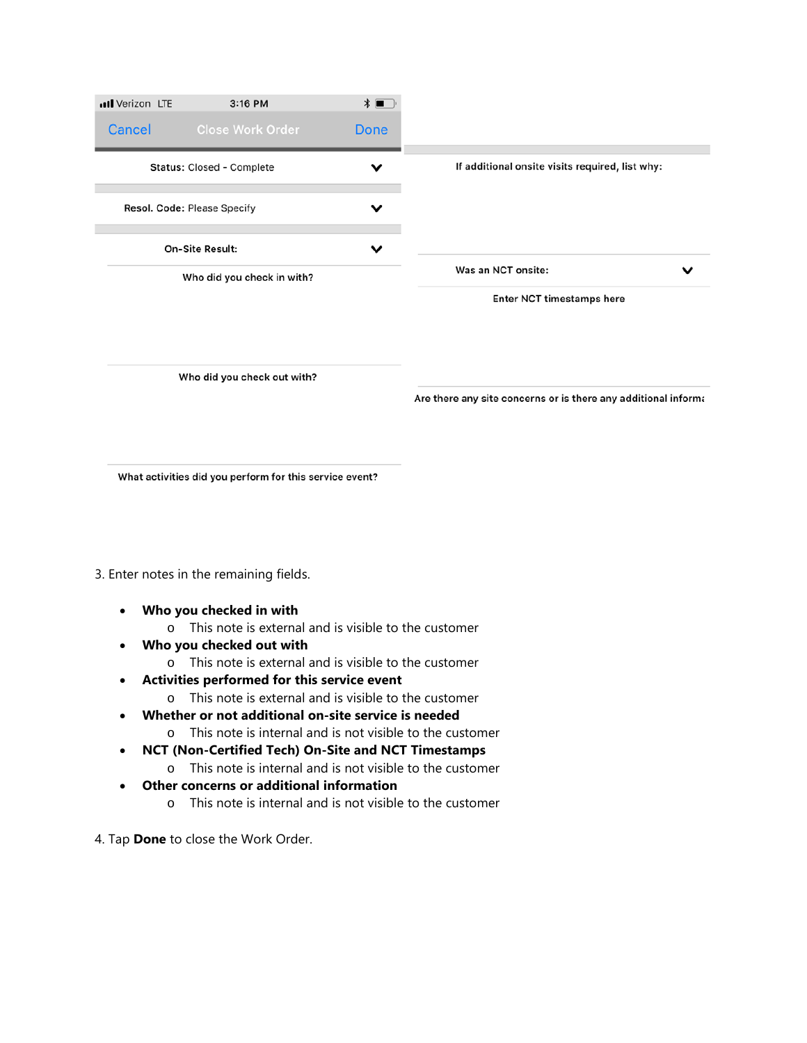Verizon LTE 3:16 PM

Cancel Close Work Order Done

Status: Closed - Complete

Resol. Code: Please Specify

On-Site Result:

Who did you check in with?

Who did you check out with?

What activities did you perform for this service event?

If additional onsite visits required, list why:

Was an NCT onsite:

Enter NCT timestamps here

Are there any site concerns or is there any additional informa

3. Enter notes in the remaining fields.

- **Who you checked in with**
  - This note is external and is visible to the customer
- **Who you checked out with**
  - This note is external and is visible to the customer
- **Activities performed for this service event**
  - This note is external and is visible to the customer
- **Whether or not additional on-site service is needed**
  - This note is internal and is not visible to the customer
- **NCT (Non-Certified Tech) On-Site and NCT Timestamps**
  - This note is internal and is not visible to the customer
- **Other concerns or additional information**
  - This note is internal and is not visible to the customer

4. Tap **Done** to close the Work Order.